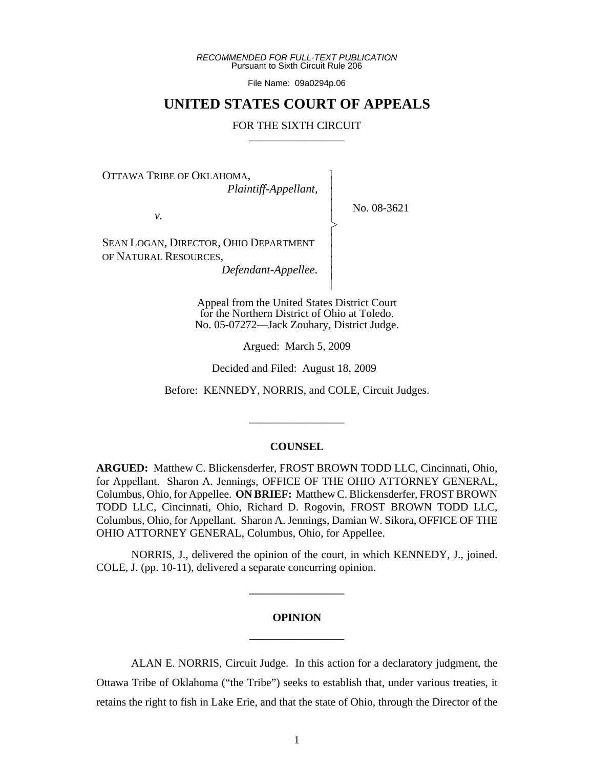*RECOMMENDED FOR FULL-TEXT PUBLICATION*
Pursuant to Sixth Circuit Rule 206

File Name: 09a0294p.06

# UNITED STATES COURT OF APPEALS

FOR THE SIXTH CIRCUIT

---

OTTAWA TRIBE OF OKLAHOMA,
*Plaintiff-Appellant,*

*v.*

SEAN LOGAN, DIRECTOR, OHIO DEPARTMENT OF NATURAL RESOURCES,
*Defendant-Appellee.*

No. 08-3621

Appeal from the United States District Court for the Northern District of Ohio at Toledo.
No. 05-07272—Jack Zouhary, District Judge.

Argued: March 5, 2009

Decided and Filed: August 18, 2009

Before: KENNEDY, NORRIS, and COLE, Circuit Judges.

---

## COUNSEL

**ARGUED:** Matthew C. Blickensderfer, FROST BROWN TODD LLC, Cincinnati, Ohio, for Appellant. Sharon A. Jennings, OFFICE OF THE OHIO ATTORNEY GENERAL, Columbus, Ohio, for Appellee. **ON BRIEF:** Matthew C. Blickensderfer, FROST BROWN TODD LLC, Cincinnati, Ohio, Richard D. Rogovin, FROST BROWN TODD LLC, Columbus, Ohio, for Appellant. Sharon A. Jennings, Damian W. Sikora, OFFICE OF THE OHIO ATTORNEY GENERAL, Columbus, Ohio, for Appellee.

NORRIS, J., delivered the opinion of the court, in which KENNEDY, J., joined. COLE, J. (pp. 10-11), delivered a separate concurring opinion.

---

## OPINION

---

ALAN E. NORRIS, Circuit Judge. In this action for a declaratory judgment, the Ottawa Tribe of Oklahoma ("the Tribe") seeks to establish that, under various treaties, it retains the right to fish in Lake Erie, and that the state of Ohio, through the Director of the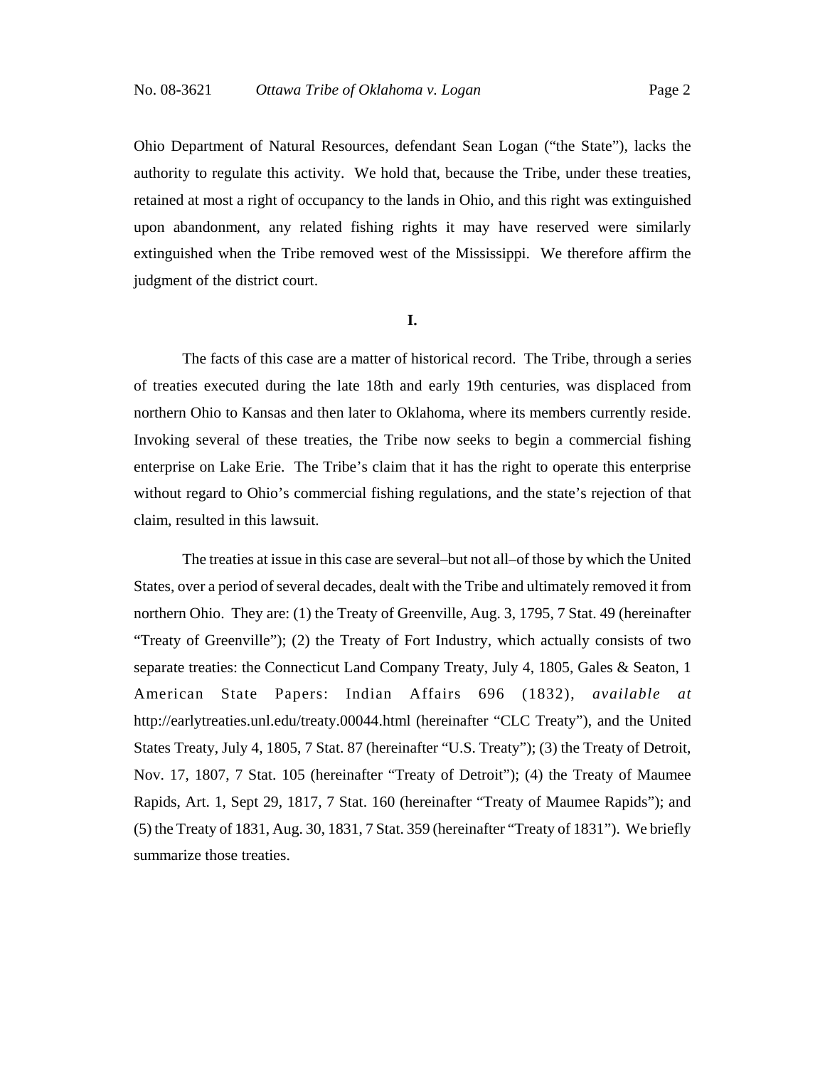Ohio Department of Natural Resources, defendant Sean Logan ("the State"), lacks the authority to regulate this activity. We hold that, because the Tribe, under these treaties, retained at most a right of occupancy to the lands in Ohio, and this right was extinguished upon abandonment, any related fishing rights it may have reserved were similarly extinguished when the Tribe removed west of the Mississippi. We therefore affirm the judgment of the district court.

## I.

The facts of this case are a matter of historical record. The Tribe, through a series of treaties executed during the late 18th and early 19th centuries, was displaced from northern Ohio to Kansas and then later to Oklahoma, where its members currently reside. Invoking several of these treaties, the Tribe now seeks to begin a commercial fishing enterprise on Lake Erie. The Tribe's claim that it has the right to operate this enterprise without regard to Ohio's commercial fishing regulations, and the state's rejection of that claim, resulted in this lawsuit.

The treaties at issue in this case are several–but not all–of those by which the United States, over a period of several decades, dealt with the Tribe and ultimately removed it from northern Ohio. They are: (1) the Treaty of Greenville, Aug. 3, 1795, 7 Stat. 49 (hereinafter "Treaty of Greenville"); (2) the Treaty of Fort Industry, which actually consists of two separate treaties: the Connecticut Land Company Treaty, July 4, 1805, Gales & Seaton, 1 American State Papers: Indian Affairs 696 (1832), *available at* http://earlytreaties.unl.edu/treaty.00044.html (hereinafter "CLC Treaty"), and the United States Treaty, July 4, 1805, 7 Stat. 87 (hereinafter "U.S. Treaty"); (3) the Treaty of Detroit, Nov. 17, 1807, 7 Stat. 105 (hereinafter "Treaty of Detroit"); (4) the Treaty of Maumee Rapids, Art. 1, Sept 29, 1817, 7 Stat. 160 (hereinafter "Treaty of Maumee Rapids"); and (5) the Treaty of 1831, Aug. 30, 1831, 7 Stat. 359 (hereinafter "Treaty of 1831"). We briefly summarize those treaties.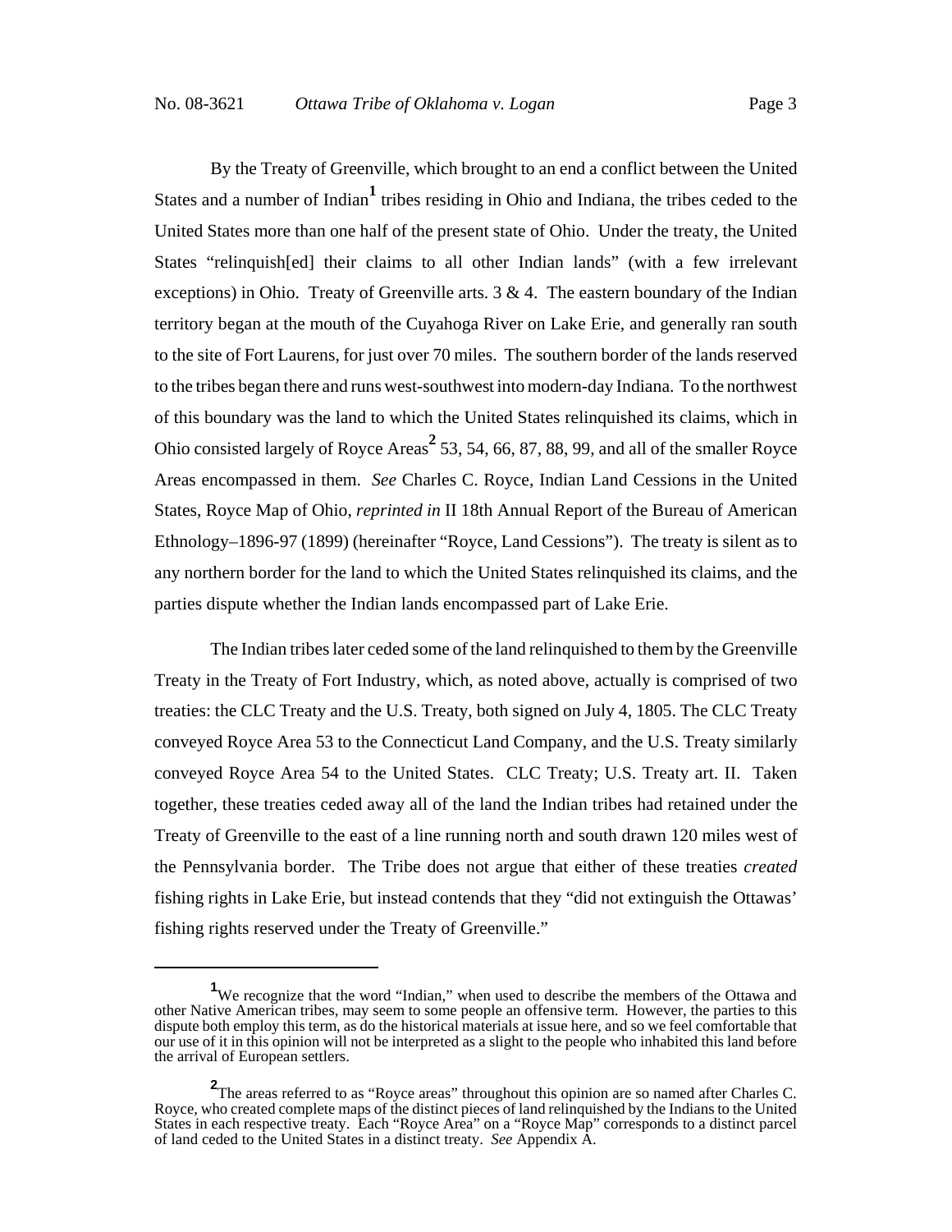By the Treaty of Greenville, which brought to an end a conflict between the United States and a number of Indian[1] tribes residing in Ohio and Indiana, the tribes ceded to the United States more than one half of the present state of Ohio. Under the treaty, the United States "relinquish[ed] their claims to all other Indian lands" (with a few irrelevant exceptions) in Ohio. Treaty of Greenville arts. 3 & 4. The eastern boundary of the Indian territory began at the mouth of the Cuyahoga River on Lake Erie, and generally ran south to the site of Fort Laurens, for just over 70 miles. The southern border of the lands reserved to the tribes began there and runs west-southwest into modern-day Indiana. To the northwest of this boundary was the land to which the United States relinquished its claims, which in Ohio consisted largely of Royce Areas[2] 53, 54, 66, 87, 88, 99, and all of the smaller Royce Areas encompassed in them. *See* Charles C. Royce, Indian Land Cessions in the United States, Royce Map of Ohio, *reprinted in* II 18th Annual Report of the Bureau of American Ethnology–1896-97 (1899) (hereinafter "Royce, Land Cessions"). The treaty is silent as to any northern border for the land to which the United States relinquished its claims, and the parties dispute whether the Indian lands encompassed part of Lake Erie.

The Indian tribes later ceded some of the land relinquished to them by the Greenville Treaty in the Treaty of Fort Industry, which, as noted above, actually is comprised of two treaties: the CLC Treaty and the U.S. Treaty, both signed on July 4, 1805. The CLC Treaty conveyed Royce Area 53 to the Connecticut Land Company, and the U.S. Treaty similarly conveyed Royce Area 54 to the United States. CLC Treaty; U.S. Treaty art. II. Taken together, these treaties ceded away all of the land the Indian tribes had retained under the Treaty of Greenville to the east of a line running north and south drawn 120 miles west of the Pennsylvania border. The Tribe does not argue that either of these treaties *created* fishing rights in Lake Erie, but instead contends that they "did not extinguish the Ottawas' fishing rights reserved under the Treaty of Greenville."

---

[1] We recognize that the word "Indian," when used to describe the members of the Ottawa and other Native American tribes, may seem to some people an offensive term. However, the parties to this dispute both employ this term, as do the historical materials at issue here, and so we feel comfortable that our use of it in this opinion will not be interpreted as a slight to the people who inhabited this land before the arrival of European settlers.

[2] The areas referred to as "Royce areas" throughout this opinion are so named after Charles C. Royce, who created complete maps of the distinct pieces of land relinquished by the Indians to the United States in each respective treaty. Each "Royce Area" on a "Royce Map" corresponds to a distinct parcel of land ceded to the United States in a distinct treaty. *See* Appendix A.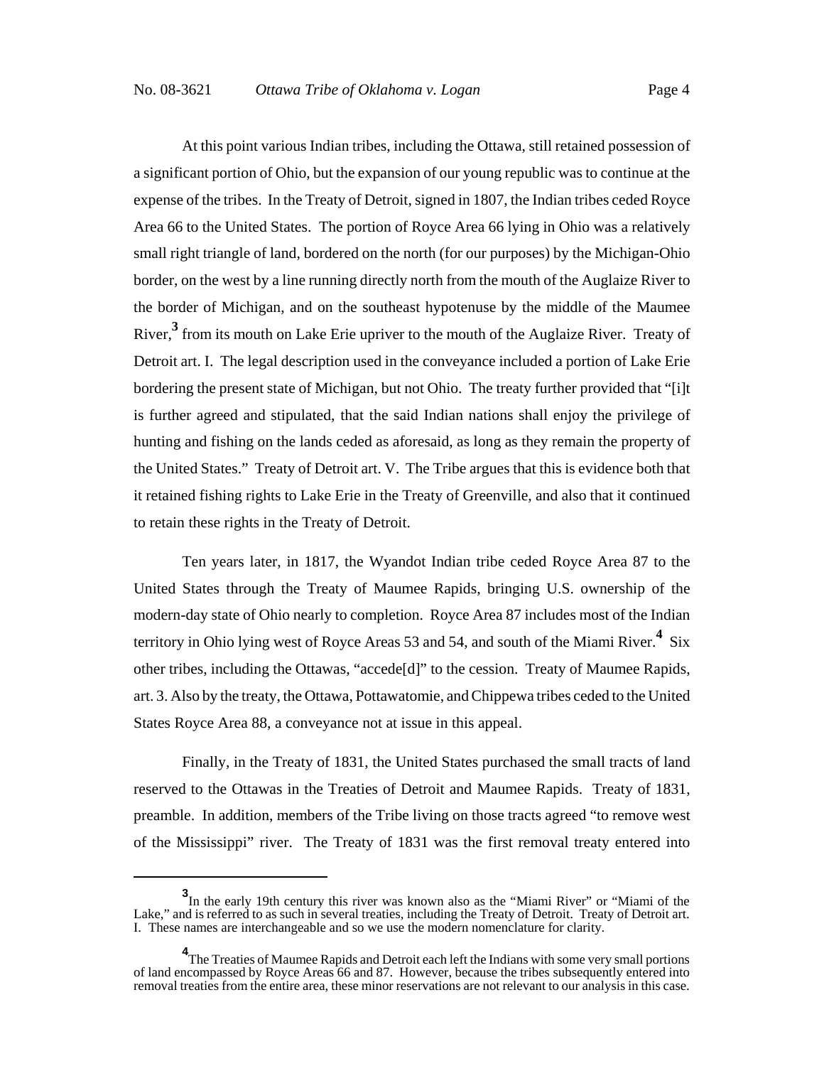At this point various Indian tribes, including the Ottawa, still retained possession of a significant portion of Ohio, but the expansion of our young republic was to continue at the expense of the tribes. In the Treaty of Detroit, signed in 1807, the Indian tribes ceded Royce Area 66 to the United States. The portion of Royce Area 66 lying in Ohio was a relatively small right triangle of land, bordered on the north (for our purposes) by the Michigan-Ohio border, on the west by a line running directly north from the mouth of the Auglaize River to the border of Michigan, and on the southeast hypotenuse by the middle of the Maumee River,[3] from its mouth on Lake Erie upriver to the mouth of the Auglaize River. Treaty of Detroit art. I. The legal description used in the conveyance included a portion of Lake Erie bordering the present state of Michigan, but not Ohio. The treaty further provided that "[i]t is further agreed and stipulated, that the said Indian nations shall enjoy the privilege of hunting and fishing on the lands ceded as aforesaid, as long as they remain the property of the United States." Treaty of Detroit art. V. The Tribe argues that this is evidence both that it retained fishing rights to Lake Erie in the Treaty of Greenville, and also that it continued to retain these rights in the Treaty of Detroit.

Ten years later, in 1817, the Wyandot Indian tribe ceded Royce Area 87 to the United States through the Treaty of Maumee Rapids, bringing U.S. ownership of the modern-day state of Ohio nearly to completion. Royce Area 87 includes most of the Indian territory in Ohio lying west of Royce Areas 53 and 54, and south of the Miami River.[4] Six other tribes, including the Ottawas, "accede[d]" to the cession. Treaty of Maumee Rapids, art. 3. Also by the treaty, the Ottawa, Pottawatomie, and Chippewa tribes ceded to the United States Royce Area 88, a conveyance not at issue in this appeal.

Finally, in the Treaty of 1831, the United States purchased the small tracts of land reserved to the Ottawas in the Treaties of Detroit and Maumee Rapids. Treaty of 1831, preamble. In addition, members of the Tribe living on those tracts agreed "to remove west of the Mississippi" river. The Treaty of 1831 was the first removal treaty entered into

[3] In the early 19th century this river was known also as the "Miami River" or "Miami of the Lake," and is referred to as such in several treaties, including the Treaty of Detroit. Treaty of Detroit art. I. These names are interchangeable and so we use the modern nomenclature for clarity.

[4] The Treaties of Maumee Rapids and Detroit each left the Indians with some very small portions of land encompassed by Royce Areas 66 and 87. However, because the tribes subsequently entered into removal treaties from the entire area, these minor reservations are not relevant to our analysis in this case.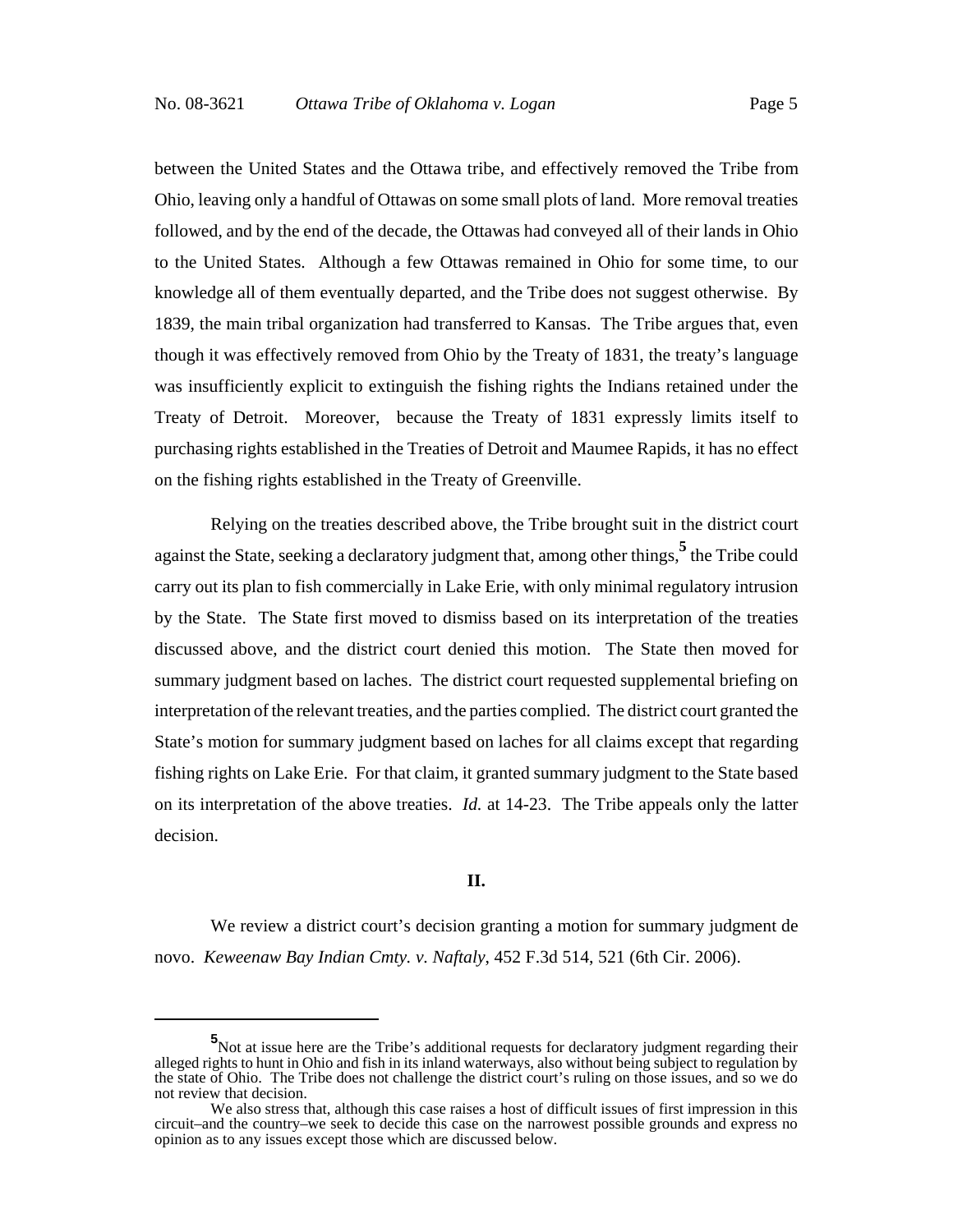between the United States and the Ottawa tribe, and effectively removed the Tribe from Ohio, leaving only a handful of Ottawas on some small plots of land. More removal treaties followed, and by the end of the decade, the Ottawas had conveyed all of their lands in Ohio to the United States. Although a few Ottawas remained in Ohio for some time, to our knowledge all of them eventually departed, and the Tribe does not suggest otherwise. By 1839, the main tribal organization had transferred to Kansas. The Tribe argues that, even though it was effectively removed from Ohio by the Treaty of 1831, the treaty's language was insufficiently explicit to extinguish the fishing rights the Indians retained under the Treaty of Detroit. Moreover, because the Treaty of 1831 expressly limits itself to purchasing rights established in the Treaties of Detroit and Maumee Rapids, it has no effect on the fishing rights established in the Treaty of Greenville.

Relying on the treaties described above, the Tribe brought suit in the district court against the State, seeking a declaratory judgment that, among other things,[5] the Tribe could carry out its plan to fish commercially in Lake Erie, with only minimal regulatory intrusion by the State. The State first moved to dismiss based on its interpretation of the treaties discussed above, and the district court denied this motion. The State then moved for summary judgment based on laches. The district court requested supplemental briefing on interpretation of the relevant treaties, and the parties complied. The district court granted the State's motion for summary judgment based on laches for all claims except that regarding fishing rights on Lake Erie. For that claim, it granted summary judgment to the State based on its interpretation of the above treaties. *Id.* at 14-23. The Tribe appeals only the latter decision.

## II.

We review a district court's decision granting a motion for summary judgment de novo. *Keweenaw Bay Indian Cmty. v. Naftaly*, 452 F.3d 514, 521 (6th Cir. 2006).

---

[5] Not at issue here are the Tribe's additional requests for declaratory judgment regarding their alleged rights to hunt in Ohio and fish in its inland waterways, also without being subject to regulation by the state of Ohio. The Tribe does not challenge the district court's ruling on those issues, and so we do not review that decision.

We also stress that, although this case raises a host of difficult issues of first impression in this circuit–and the country–we seek to decide this case on the narrowest possible grounds and express no opinion as to any issues except those which are discussed below.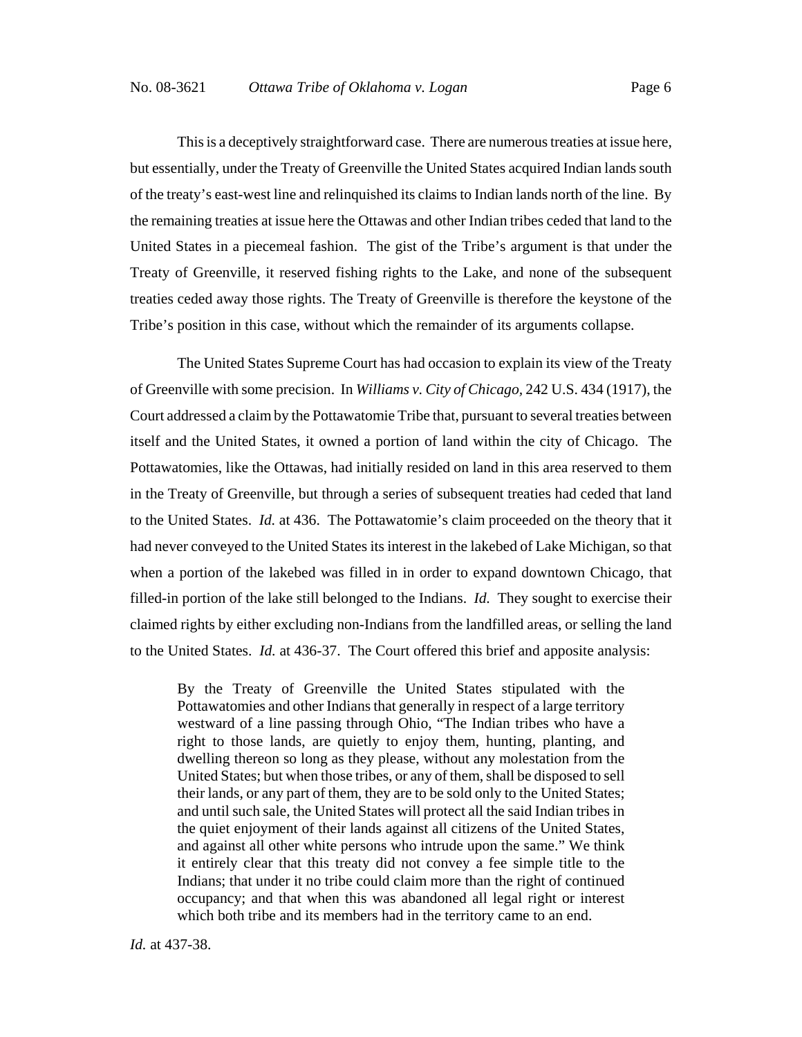This is a deceptively straightforward case. There are numerous treaties at issue here, but essentially, under the Treaty of Greenville the United States acquired Indian lands south of the treaty's east-west line and relinquished its claims to Indian lands north of the line. By the remaining treaties at issue here the Ottawas and other Indian tribes ceded that land to the United States in a piecemeal fashion. The gist of the Tribe's argument is that under the Treaty of Greenville, it reserved fishing rights to the Lake, and none of the subsequent treaties ceded away those rights. The Treaty of Greenville is therefore the keystone of the Tribe's position in this case, without which the remainder of its arguments collapse.

The United States Supreme Court has had occasion to explain its view of the Treaty of Greenville with some precision. In *Williams v. City of Chicago*, 242 U.S. 434 (1917), the Court addressed a claim by the Pottawatomie Tribe that, pursuant to several treaties between itself and the United States, it owned a portion of land within the city of Chicago. The Pottawatomies, like the Ottawas, had initially resided on land in this area reserved to them in the Treaty of Greenville, but through a series of subsequent treaties had ceded that land to the United States. *Id.* at 436. The Pottawatomie's claim proceeded on the theory that it had never conveyed to the United States its interest in the lakebed of Lake Michigan, so that when a portion of the lakebed was filled in in order to expand downtown Chicago, that filled-in portion of the lake still belonged to the Indians. *Id.* They sought to exercise their claimed rights by either excluding non-Indians from the landfilled areas, or selling the land to the United States. *Id.* at 436-37. The Court offered this brief and apposite analysis:

> By the Treaty of Greenville the United States stipulated with the Pottawatomies and other Indians that generally in respect of a large territory westward of a line passing through Ohio, "The Indian tribes who have a right to those lands, are quietly to enjoy them, hunting, planting, and dwelling thereon so long as they please, without any molestation from the United States; but when those tribes, or any of them, shall be disposed to sell their lands, or any part of them, they are to be sold only to the United States; and until such sale, the United States will protect all the said Indian tribes in the quiet enjoyment of their lands against all citizens of the United States, and against all other white persons who intrude upon the same." We think it entirely clear that this treaty did not convey a fee simple title to the Indians; that under it no tribe could claim more than the right of continued occupancy; and that when this was abandoned all legal right or interest which both tribe and its members had in the territory came to an end.

*Id.* at 437-38.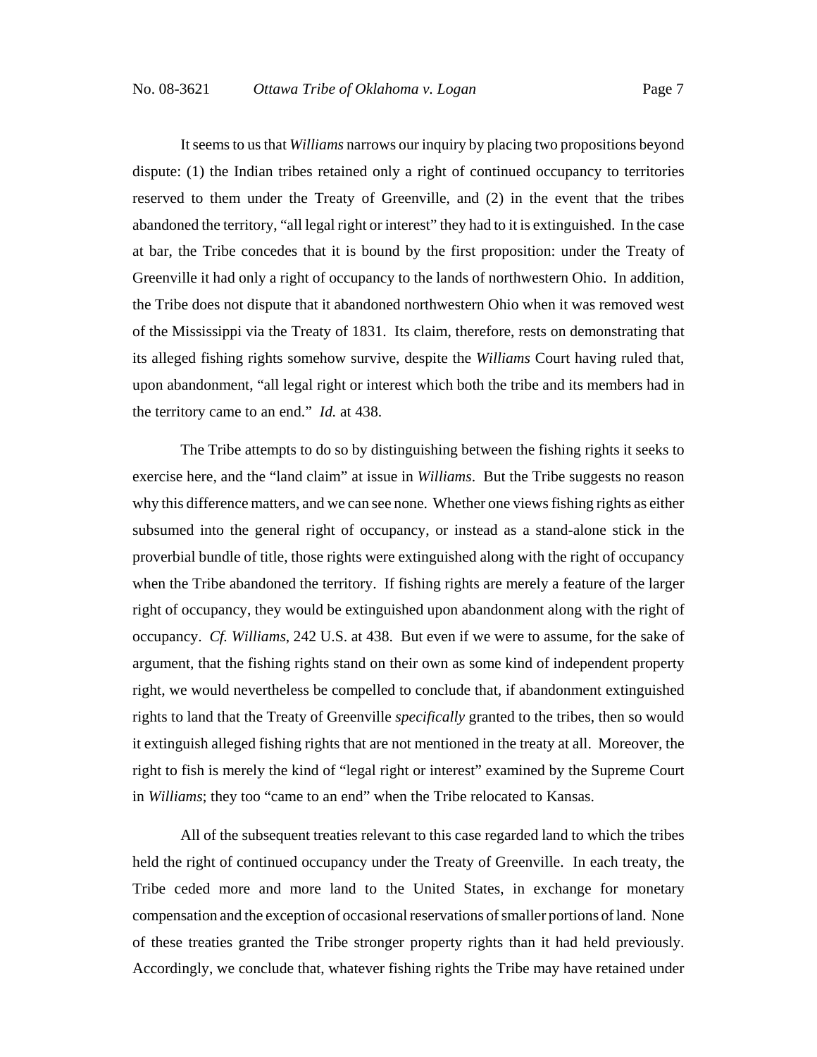It seems to us that *Williams* narrows our inquiry by placing two propositions beyond dispute: (1) the Indian tribes retained only a right of continued occupancy to territories reserved to them under the Treaty of Greenville, and (2) in the event that the tribes abandoned the territory, "all legal right or interest" they had to it is extinguished. In the case at bar, the Tribe concedes that it is bound by the first proposition: under the Treaty of Greenville it had only a right of occupancy to the lands of northwestern Ohio. In addition, the Tribe does not dispute that it abandoned northwestern Ohio when it was removed west of the Mississippi via the Treaty of 1831. Its claim, therefore, rests on demonstrating that its alleged fishing rights somehow survive, despite the *Williams* Court having ruled that, upon abandonment, "all legal right or interest which both the tribe and its members had in the territory came to an end." *Id.* at 438.

The Tribe attempts to do so by distinguishing between the fishing rights it seeks to exercise here, and the "land claim" at issue in *Williams*. But the Tribe suggests no reason why this difference matters, and we can see none. Whether one views fishing rights as either subsumed into the general right of occupancy, or instead as a stand-alone stick in the proverbial bundle of title, those rights were extinguished along with the right of occupancy when the Tribe abandoned the territory. If fishing rights are merely a feature of the larger right of occupancy, they would be extinguished upon abandonment along with the right of occupancy. *Cf. Williams*, 242 U.S. at 438. But even if we were to assume, for the sake of argument, that the fishing rights stand on their own as some kind of independent property right, we would nevertheless be compelled to conclude that, if abandonment extinguished rights to land that the Treaty of Greenville *specifically* granted to the tribes, then so would it extinguish alleged fishing rights that are not mentioned in the treaty at all. Moreover, the right to fish is merely the kind of "legal right or interest" examined by the Supreme Court in *Williams*; they too "came to an end" when the Tribe relocated to Kansas.

All of the subsequent treaties relevant to this case regarded land to which the tribes held the right of continued occupancy under the Treaty of Greenville. In each treaty, the Tribe ceded more and more land to the United States, in exchange for monetary compensation and the exception of occasional reservations of smaller portions of land. None of these treaties granted the Tribe stronger property rights than it had held previously. Accordingly, we conclude that, whatever fishing rights the Tribe may have retained under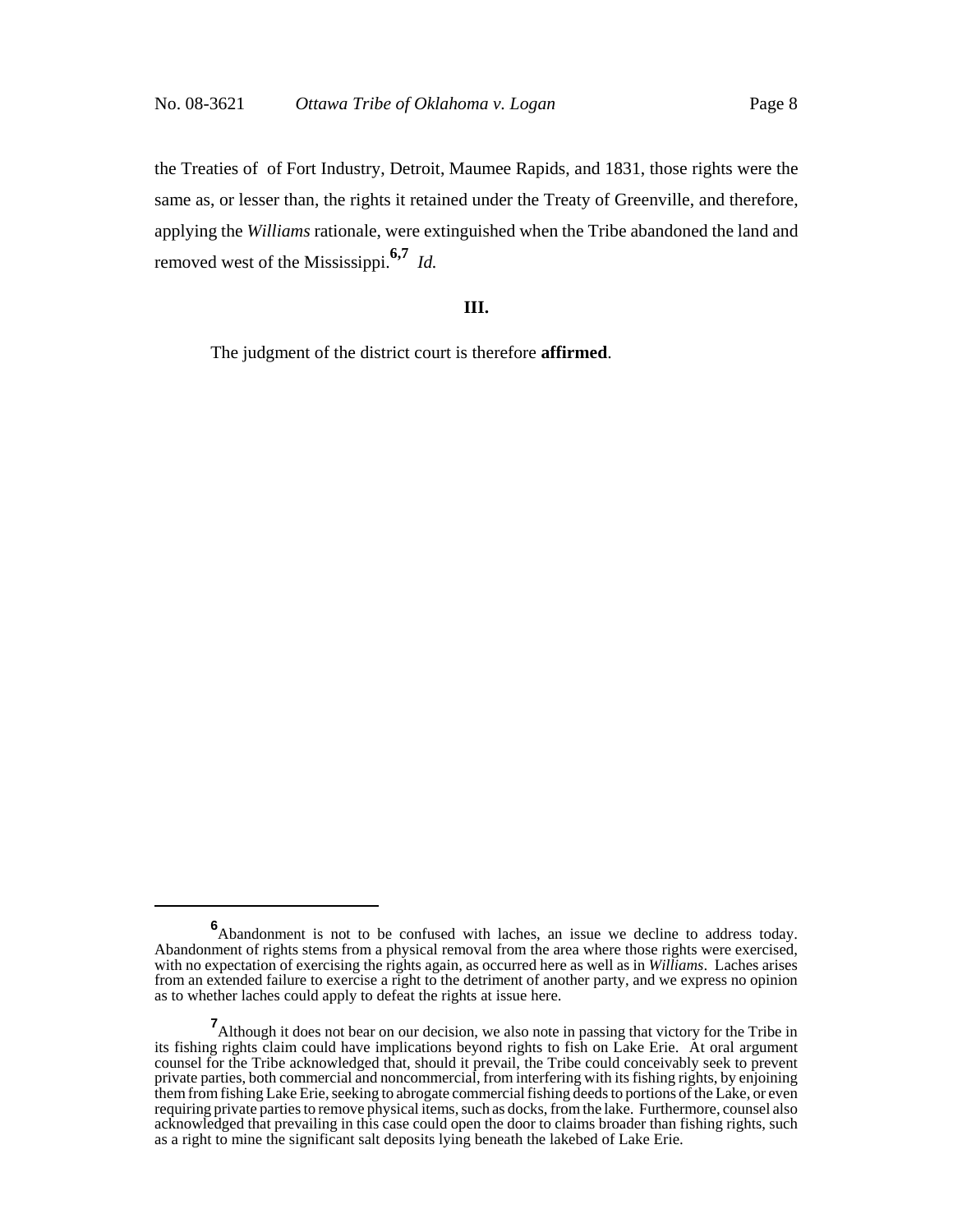the Treaties of  of Fort Industry, Detroit, Maumee Rapids, and 1831, those rights were the same as, or lesser than, the rights it retained under the Treaty of Greenville, and therefore, applying the *Williams* rationale, were extinguished when the Tribe abandoned the land and removed west of the Mississippi.[6,7] *Id.*

## III.

The judgment of the district court is therefore **affirmed**.

---

[6] Abandonment is not to be confused with laches, an issue we decline to address today. Abandonment of rights stems from a physical removal from the area where those rights were exercised, with no expectation of exercising the rights again, as occurred here as well as in *Williams*. Laches arises from an extended failure to exercise a right to the detriment of another party, and we express no opinion as to whether laches could apply to defeat the rights at issue here.

[7] Although it does not bear on our decision, we also note in passing that victory for the Tribe in its fishing rights claim could have implications beyond rights to fish on Lake Erie. At oral argument counsel for the Tribe acknowledged that, should it prevail, the Tribe could conceivably seek to prevent private parties, both commercial and noncommercial, from interfering with its fishing rights, by enjoining them from fishing Lake Erie, seeking to abrogate commercial fishing deeds to portions of the Lake, or even requiring private parties to remove physical items, such as docks, from the lake. Furthermore, counsel also acknowledged that prevailing in this case could open the door to claims broader than fishing rights, such as a right to mine the significant salt deposits lying beneath the lakebed of Lake Erie.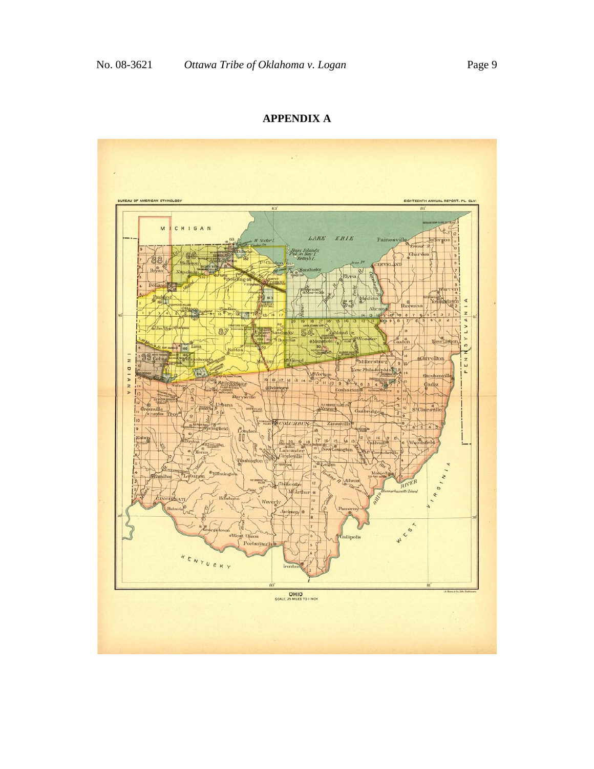# APPENDIX A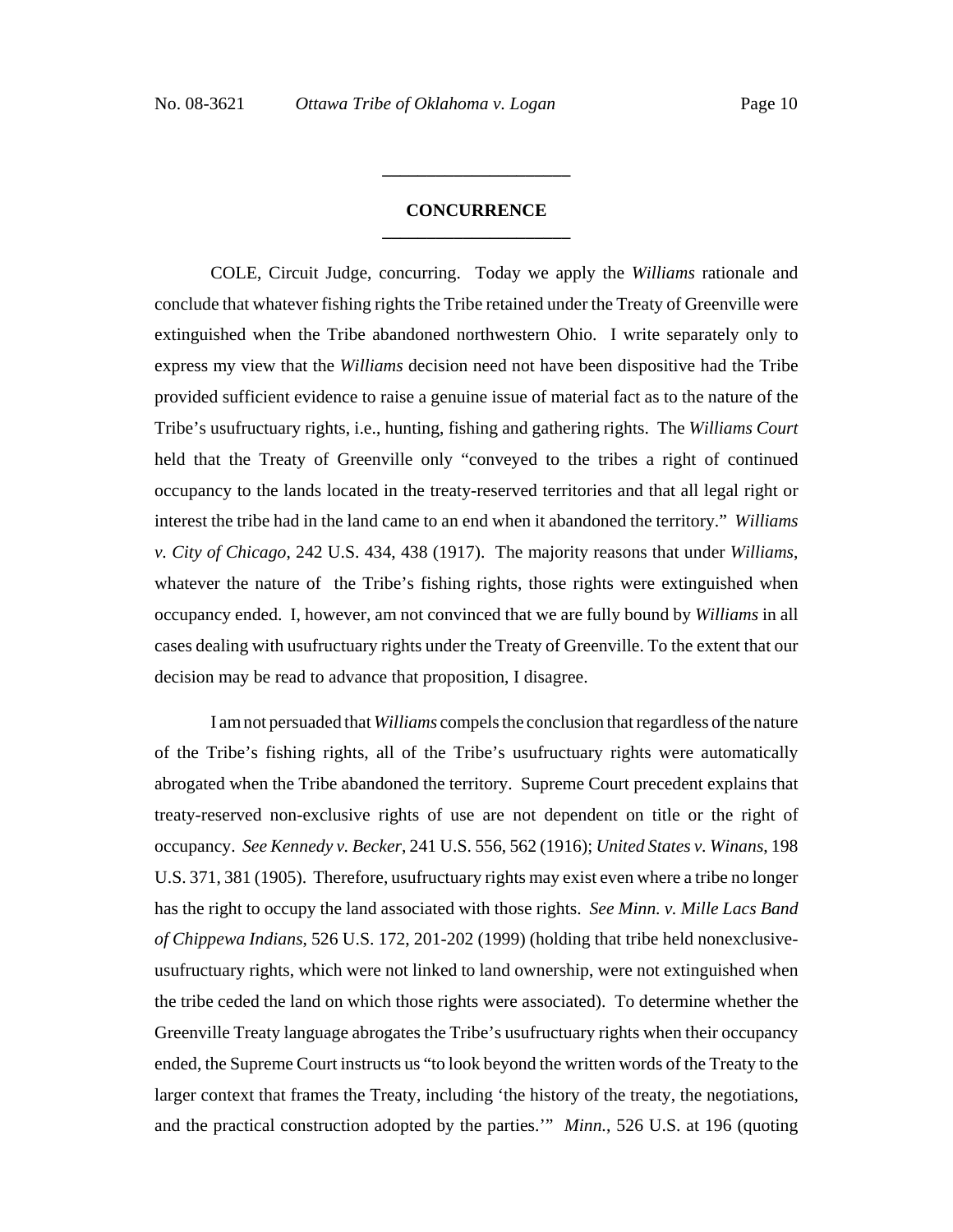## CONCURRENCE

COLE, Circuit Judge, concurring. Today we apply the *Williams* rationale and conclude that whatever fishing rights the Tribe retained under the Treaty of Greenville were extinguished when the Tribe abandoned northwestern Ohio. I write separately only to express my view that the *Williams* decision need not have been dispositive had the Tribe provided sufficient evidence to raise a genuine issue of material fact as to the nature of the Tribe's usufructuary rights, i.e., hunting, fishing and gathering rights. The *Williams Court* held that the Treaty of Greenville only "conveyed to the tribes a right of continued occupancy to the lands located in the treaty-reserved territories and that all legal right or interest the tribe had in the land came to an end when it abandoned the territory." *Williams v. City of Chicago*, 242 U.S. 434, 438 (1917). The majority reasons that under *Williams*, whatever the nature of the Tribe's fishing rights, those rights were extinguished when occupancy ended. I, however, am not convinced that we are fully bound by *Williams* in all cases dealing with usufructuary rights under the Treaty of Greenville. To the extent that our decision may be read to advance that proposition, I disagree.

I am not persuaded that *Williams* compels the conclusion that regardless of the nature of the Tribe's fishing rights, all of the Tribe's usufructuary rights were automatically abrogated when the Tribe abandoned the territory. Supreme Court precedent explains that treaty-reserved non-exclusive rights of use are not dependent on title or the right of occupancy. *See Kennedy v. Becker*, 241 U.S. 556, 562 (1916); *United States v. Winans*, 198 U.S. 371, 381 (1905). Therefore, usufructuary rights may exist even where a tribe no longer has the right to occupy the land associated with those rights. *See Minn. v. Mille Lacs Band of Chippewa Indians*, 526 U.S. 172, 201-202 (1999) (holding that tribe held nonexclusive-usufructuary rights, which were not linked to land ownership, were not extinguished when the tribe ceded the land on which those rights were associated). To determine whether the Greenville Treaty language abrogates the Tribe's usufructuary rights when their occupancy ended, the Supreme Court instructs us "to look beyond the written words of the Treaty to the larger context that frames the Treaty, including 'the history of the treaty, the negotiations, and the practical construction adopted by the parties.'" *Minn.*, 526 U.S. at 196 (quoting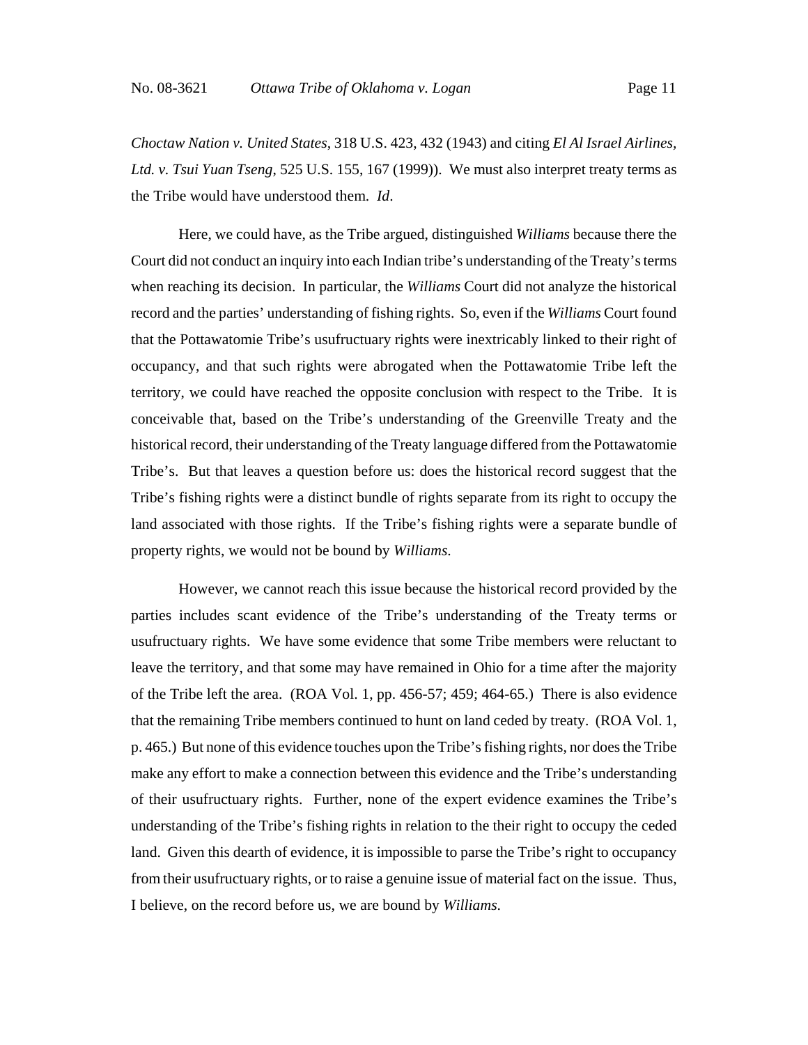*Choctaw Nation v. United States*, 318 U.S. 423, 432 (1943) and citing *El Al Israel Airlines, Ltd. v. Tsui Yuan Tseng*, 525 U.S. 155, 167 (1999)). We must also interpret treaty terms as the Tribe would have understood them. *Id*.

Here, we could have, as the Tribe argued, distinguished *Williams* because there the Court did not conduct an inquiry into each Indian tribe's understanding of the Treaty's terms when reaching its decision. In particular, the *Williams* Court did not analyze the historical record and the parties' understanding of fishing rights. So, even if the *Williams* Court found that the Pottawatomie Tribe's usufructuary rights were inextricably linked to their right of occupancy, and that such rights were abrogated when the Pottawatomie Tribe left the territory, we could have reached the opposite conclusion with respect to the Tribe. It is conceivable that, based on the Tribe's understanding of the Greenville Treaty and the historical record, their understanding of the Treaty language differed from the Pottawatomie Tribe's. But that leaves a question before us: does the historical record suggest that the Tribe's fishing rights were a distinct bundle of rights separate from its right to occupy the land associated with those rights. If the Tribe's fishing rights were a separate bundle of property rights, we would not be bound by *Williams*.

However, we cannot reach this issue because the historical record provided by the parties includes scant evidence of the Tribe's understanding of the Treaty terms or usufructuary rights. We have some evidence that some Tribe members were reluctant to leave the territory, and that some may have remained in Ohio for a time after the majority of the Tribe left the area. (ROA Vol. 1, pp. 456-57; 459; 464-65.) There is also evidence that the remaining Tribe members continued to hunt on land ceded by treaty. (ROA Vol. 1, p. 465.) But none of this evidence touches upon the Tribe's fishing rights, nor does the Tribe make any effort to make a connection between this evidence and the Tribe's understanding of their usufructuary rights. Further, none of the expert evidence examines the Tribe's understanding of the Tribe's fishing rights in relation to the their right to occupy the ceded land. Given this dearth of evidence, it is impossible to parse the Tribe's right to occupancy from their usufructuary rights, or to raise a genuine issue of material fact on the issue. Thus, I believe, on the record before us, we are bound by *Williams*.